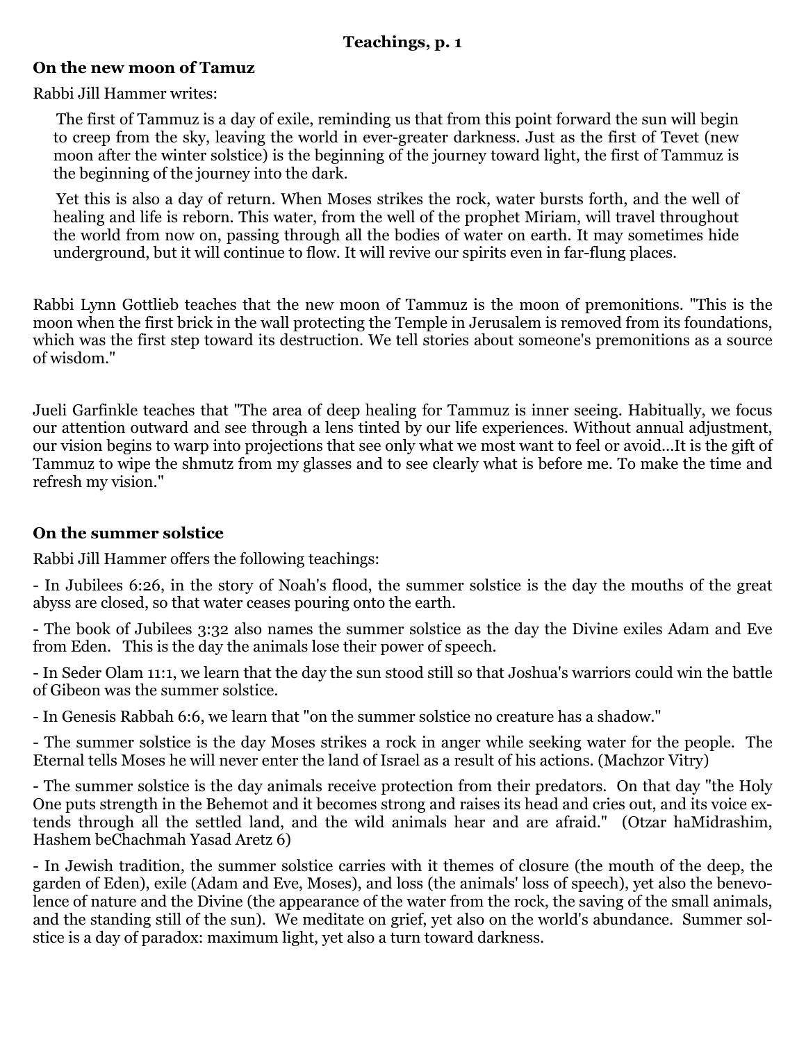**Teachings, p. 1**

**On the new moon of Tamuz**

Rabbi Jill Hammer writes:

> The first of Tammuz is a day of exile, reminding us that from this point forward the sun will begin to creep from the sky, leaving the world in ever-greater darkness. Just as the first of Tevet (new moon after the winter solstice) is the beginning of the journey toward light, the first of Tammuz is the beginning of the journey into the dark.
>
> Yet this is also a day of return. When Moses strikes the rock, water bursts forth, and the well of healing and life is reborn. This water, from the well of the prophet Miriam, will travel throughout the world from now on, passing through all the bodies of water on earth. It may sometimes hide underground, but it will continue to flow. It will revive our spirits even in far-flung places.

Rabbi Lynn Gottlieb teaches that the new moon of Tammuz is the moon of premonitions. "This is the moon when the first brick in the wall protecting the Temple in Jerusalem is removed from its foundations, which was the first step toward its destruction. We tell stories about someone's premonitions as a source of wisdom."

Jueli Garfinkle teaches that "The area of deep healing for Tammuz is inner seeing. Habitually, we focus our attention outward and see through a lens tinted by our life experiences. Without annual adjustment, our vision begins to warp into projections that see only what we most want to feel or avoid...It is the gift of Tammuz to wipe the shmutz from my glasses and to see clearly what is before me. To make the time and refresh my vision."

**On the summer solstice**

Rabbi Jill Hammer offers the following teachings:

- In Jubilees 6:26, in the story of Noah's flood, the summer solstice is the day the mouths of the great abyss are closed, so that water ceases pouring onto the earth.
- The book of Jubilees 3:32 also names the summer solstice as the day the Divine exiles Adam and Eve from Eden. This is the day the animals lose their power of speech.
- In Seder Olam 11:1, we learn that the day the sun stood still so that Joshua's warriors could win the battle of Gibeon was the summer solstice.
- In Genesis Rabbah 6:6, we learn that "on the summer solstice no creature has a shadow."
- The summer solstice is the day Moses strikes a rock in anger while seeking water for the people. The Eternal tells Moses he will never enter the land of Israel as a result of his actions. (Machzor Vitry)
- The summer solstice is the day animals receive protection from their predators. On that day "the Holy One puts strength in the Behemot and it becomes strong and raises its head and cries out, and its voice extends through all the settled land, and the wild animals hear and are afraid." (Otzar haMidrashim, Hashem beChachmah Yasad Aretz 6)
- In Jewish tradition, the summer solstice carries with it themes of closure (the mouth of the deep, the garden of Eden), exile (Adam and Eve, Moses), and loss (the animals' loss of speech), yet also the benevolence of nature and the Divine (the appearance of the water from the rock, the saving of the small animals, and the standing still of the sun). We meditate on grief, yet also on the world's abundance. Summer solstice is a day of paradox: maximum light, yet also a turn toward darkness.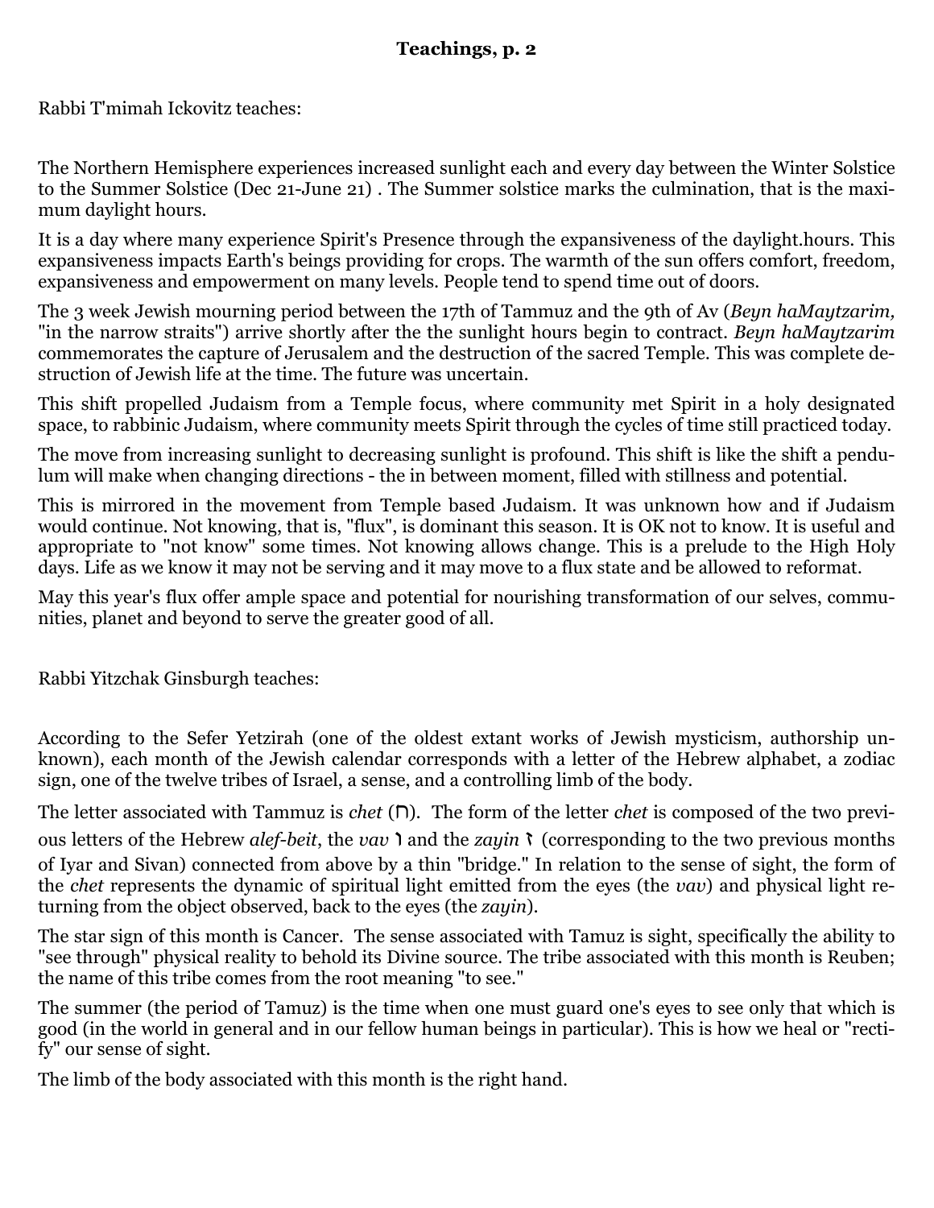# Teachings, p. 2

Rabbi T'mimah Ickovitz teaches:

The Northern Hemisphere experiences increased sunlight each and every day between the Winter Solstice to the Summer Solstice (Dec 21-June 21) . The Summer solstice marks the culmination, that is the maximum daylight hours.

It is a day where many experience Spirit's Presence through the expansiveness of the daylight.hours. This expansiveness impacts Earth's beings providing for crops. The warmth of the sun offers comfort, freedom, expansiveness and empowerment on many levels. People tend to spend time out of doors.

The 3 week Jewish mourning period between the 17th of Tammuz and the 9th of Av (*Beyn haMaytzarim,* "in the narrow straits") arrive shortly after the the sunlight hours begin to contract. *Beyn haMaytzarim* commemorates the capture of Jerusalem and the destruction of the sacred Temple. This was complete destruction of Jewish life at the time. The future was uncertain.

This shift propelled Judaism from a Temple focus, where community met Spirit in a holy designated space, to rabbinic Judaism, where community meets Spirit through the cycles of time still practiced today.

The move from increasing sunlight to decreasing sunlight is profound. This shift is like the shift a pendulum will make when changing directions - the in between moment, filled with stillness and potential.

This is mirrored in the movement from Temple based Judaism. It was unknown how and if Judaism would continue. Not knowing, that is, "flux", is dominant this season. It is OK not to know. It is useful and appropriate to "not know" some times. Not knowing allows change. This is a prelude to the High Holy days. Life as we know it may not be serving and it may move to a flux state and be allowed to reformat.

May this year's flux offer ample space and potential for nourishing transformation of our selves, communities, planet and beyond to serve the greater good of all.

Rabbi Yitzchak Ginsburgh teaches:

According to the Sefer Yetzirah (one of the oldest extant works of Jewish mysticism, authorship unknown), each month of the Jewish calendar corresponds with a letter of the Hebrew alphabet, a zodiac sign, one of the twelve tribes of Israel, a sense, and a controlling limb of the body.

The letter associated with Tammuz is *chet* (ח). The form of the letter *chet* is composed of the two previous letters of the Hebrew *alef-beit*, the *vav* ו and the *zayin* ז (corresponding to the two previous months of Iyar and Sivan) connected from above by a thin "bridge." In relation to the sense of sight, the form of the *chet* represents the dynamic of spiritual light emitted from the eyes (the *vav*) and physical light returning from the object observed, back to the eyes (the *zayin*).

The star sign of this month is Cancer. The sense associated with Tamuz is sight, specifically the ability to "see through" physical reality to behold its Divine source. The tribe associated with this month is Reuben; the name of this tribe comes from the root meaning "to see."

The summer (the period of Tamuz) is the time when one must guard one's eyes to see only that which is good (in the world in general and in our fellow human beings in particular). This is how we heal or "rectify" our sense of sight.

The limb of the body associated with this month is the right hand.